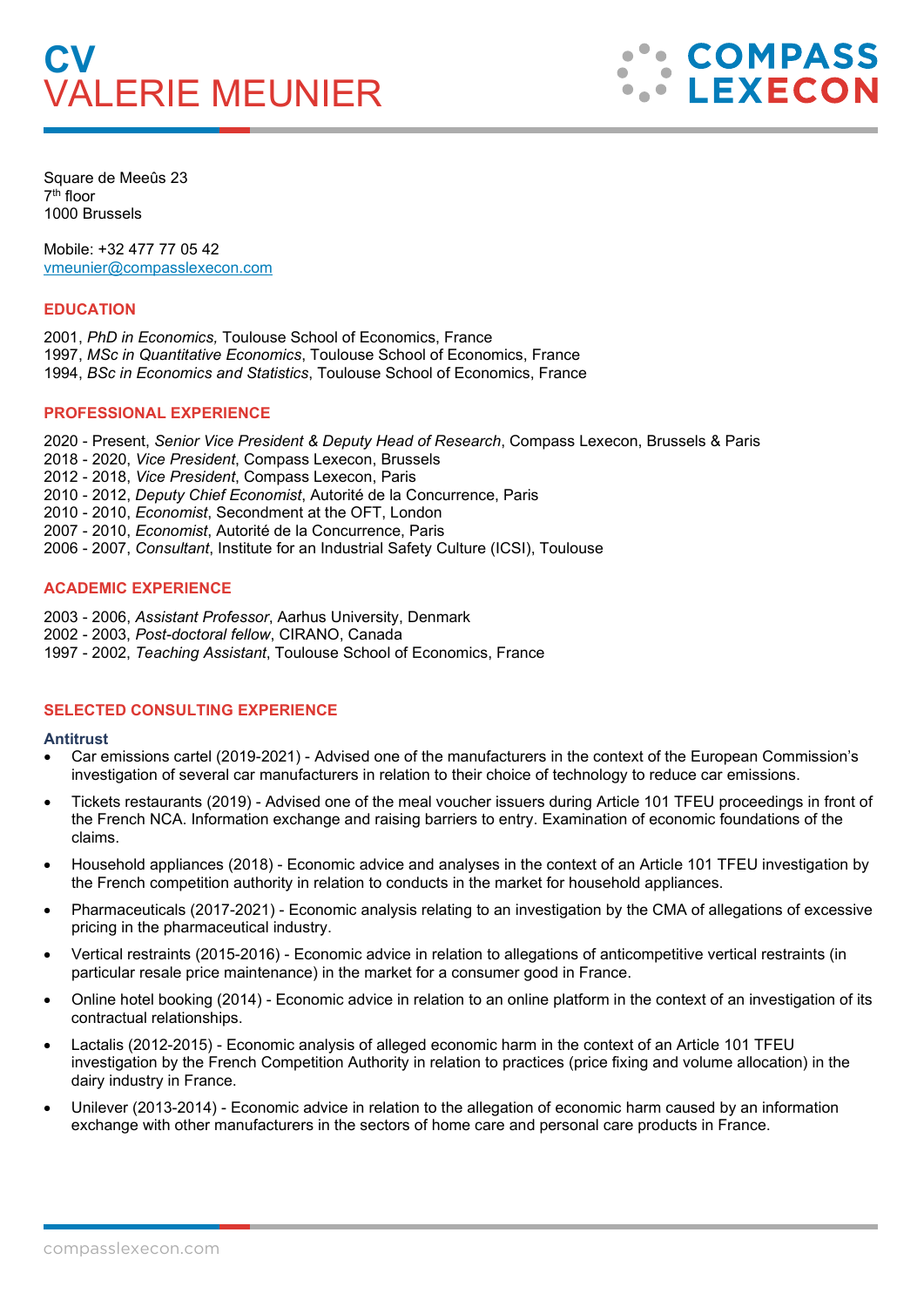# CV
# VALERIE MEUNIER

COMPASS LEXECON

Square de Meeûs 23
7th floor
1000 Brussels

Mobile: +32 477 77 05 42
vmeunier@compasslexecon.com

## EDUCATION

2001, *PhD in Economics,* Toulouse School of Economics, France
1997, *MSc in Quantitative Economics*, Toulouse School of Economics, France
1994, *BSc in Economics and Statistics*, Toulouse School of Economics, France

## PROFESSIONAL EXPERIENCE

2020 - Present, *Senior Vice President & Deputy Head of Research*, Compass Lexecon, Brussels & Paris
2018 - 2020, *Vice President*, Compass Lexecon, Brussels
2012 - 2018, *Vice President*, Compass Lexecon, Paris
2010 - 2012, *Deputy Chief Economist*, Autorité de la Concurrence, Paris
2010 - 2010, *Economist*, Secondment at the OFT, London
2007 - 2010, *Economist*, Autorité de la Concurrence, Paris
2006 - 2007, *Consultant*, Institute for an Industrial Safety Culture (ICSI), Toulouse

## ACADEMIC EXPERIENCE

2003 - 2006, *Assistant Professor*, Aarhus University, Denmark
2002 - 2003, *Post-doctoral fellow*, CIRANO, Canada
1997 - 2002, *Teaching Assistant*, Toulouse School of Economics, France

## SELECTED CONSULTING EXPERIENCE

### Antitrust

- Car emissions cartel (2019-2021) - Advised one of the manufacturers in the context of the European Commission's investigation of several car manufacturers in relation to their choice of technology to reduce car emissions.
- Tickets restaurants (2019) - Advised one of the meal voucher issuers during Article 101 TFEU proceedings in front of the French NCA. Information exchange and raising barriers to entry. Examination of economic foundations of the claims.
- Household appliances (2018) - Economic advice and analyses in the context of an Article 101 TFEU investigation by the French competition authority in relation to conducts in the market for household appliances.
- Pharmaceuticals (2017-2021) - Economic analysis relating to an investigation by the CMA of allegations of excessive pricing in the pharmaceutical industry.
- Vertical restraints (2015-2016) - Economic advice in relation to allegations of anticompetitive vertical restraints (in particular resale price maintenance) in the market for a consumer good in France.
- Online hotel booking (2014) - Economic advice in relation to an online platform in the context of an investigation of its contractual relationships.
- Lactalis (2012-2015) - Economic analysis of alleged economic harm in the context of an Article 101 TFEU investigation by the French Competition Authority in relation to practices (price fixing and volume allocation) in the dairy industry in France.
- Unilever (2013-2014) - Economic advice in relation to the allegation of economic harm caused by an information exchange with other manufacturers in the sectors of home care and personal care products in France.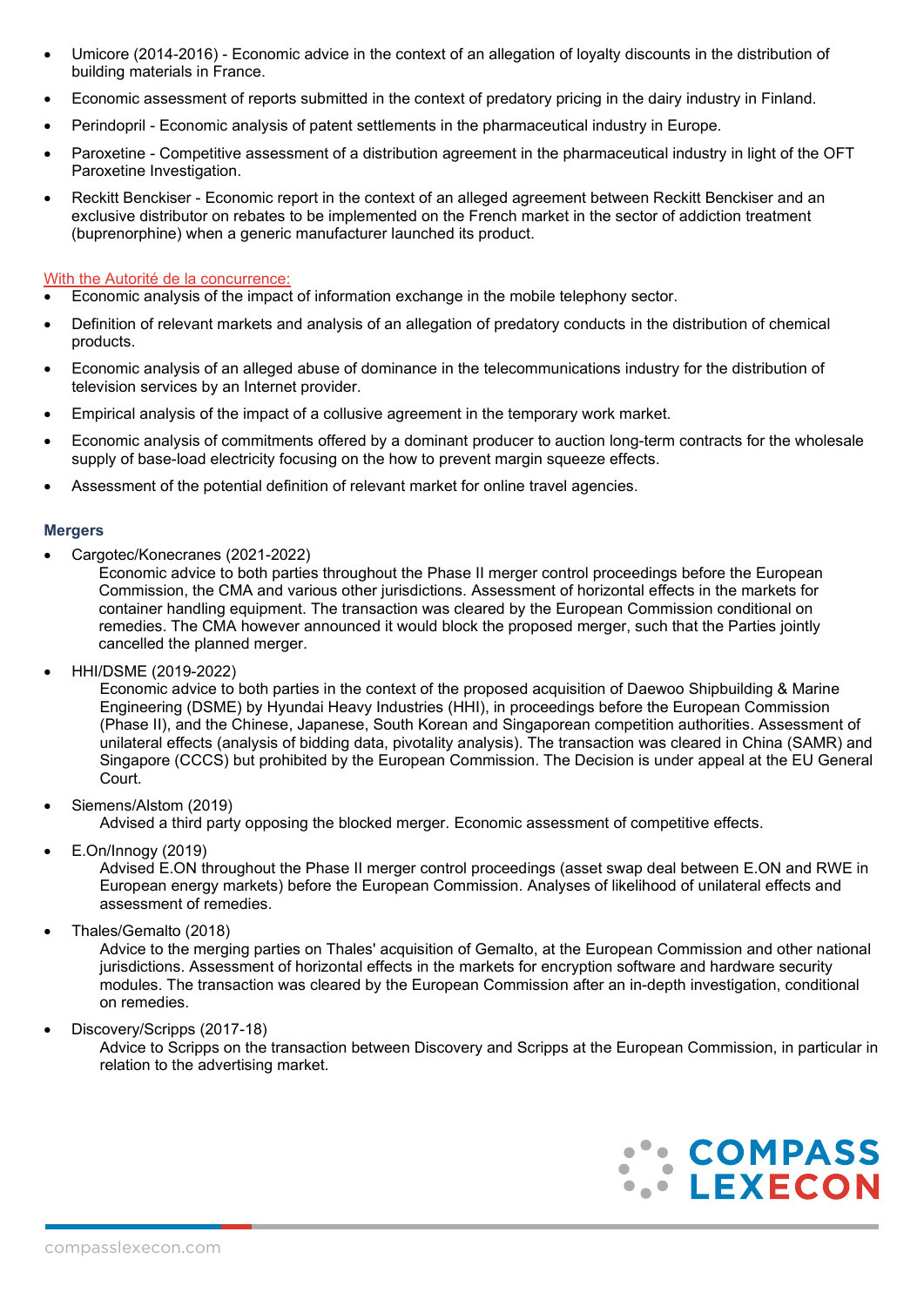- Umicore (2014-2016) - Economic advice in the context of an allegation of loyalty discounts in the distribution of building materials in France.
- Economic assessment of reports submitted in the context of predatory pricing in the dairy industry in Finland.
- Perindopril - Economic analysis of patent settlements in the pharmaceutical industry in Europe.
- Paroxetine - Competitive assessment of a distribution agreement in the pharmaceutical industry in light of the OFT Paroxetine Investigation.
- Reckitt Benckiser - Economic report in the context of an alleged agreement between Reckitt Benckiser and an exclusive distributor on rebates to be implemented on the French market in the sector of addiction treatment (buprenorphine) when a generic manufacturer launched its product.

With the Autorité de la concurrence:

- Economic analysis of the impact of information exchange in the mobile telephony sector.
- Definition of relevant markets and analysis of an allegation of predatory conducts in the distribution of chemical products.
- Economic analysis of an alleged abuse of dominance in the telecommunications industry for the distribution of television services by an Internet provider.
- Empirical analysis of the impact of a collusive agreement in the temporary work market.
- Economic analysis of commitments offered by a dominant producer to auction long-term contracts for the wholesale supply of base-load electricity focusing on the how to prevent margin squeeze effects.
- Assessment of the potential definition of relevant market for online travel agencies.

**Mergers**

- Cargotec/Konecranes (2021-2022)
  Economic advice to both parties throughout the Phase II merger control proceedings before the European Commission, the CMA and various other jurisdictions. Assessment of horizontal effects in the markets for container handling equipment. The transaction was cleared by the European Commission conditional on remedies. The CMA however announced it would block the proposed merger, such that the Parties jointly cancelled the planned merger.
- HHI/DSME (2019-2022)
  Economic advice to both parties in the context of the proposed acquisition of Daewoo Shipbuilding & Marine Engineering (DSME) by Hyundai Heavy Industries (HHI), in proceedings before the European Commission (Phase II), and the Chinese, Japanese, South Korean and Singaporean competition authorities. Assessment of unilateral effects (analysis of bidding data, pivotality analysis). The transaction was cleared in China (SAMR) and Singapore (CCCS) but prohibited by the European Commission. The Decision is under appeal at the EU General Court.
- Siemens/Alstom (2019)
  Advised a third party opposing the blocked merger. Economic assessment of competitive effects.
- E.On/Innogy (2019)
  Advised E.ON throughout the Phase II merger control proceedings (asset swap deal between E.ON and RWE in European energy markets) before the European Commission. Analyses of likelihood of unilateral effects and assessment of remedies.
- Thales/Gemalto (2018)
  Advice to the merging parties on Thales' acquisition of Gemalto, at the European Commission and other national jurisdictions. Assessment of horizontal effects in the markets for encryption software and hardware security modules. The transaction was cleared by the European Commission after an in-depth investigation, conditional on remedies.
- Discovery/Scripps (2017-18)
  Advice to Scripps on the transaction between Discovery and Scripps at the European Commission, in particular in relation to the advertising market.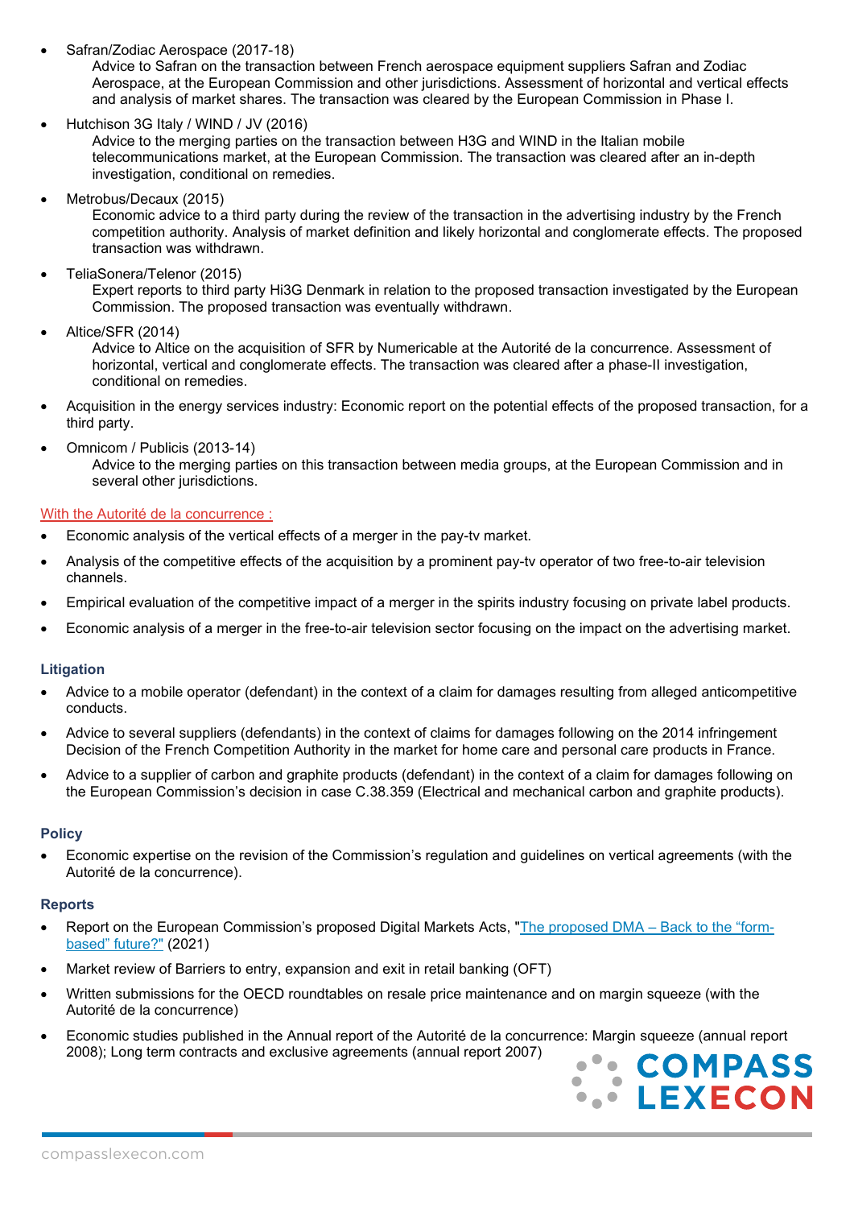- Safran/Zodiac Aerospace (2017-18)
  Advice to Safran on the transaction between French aerospace equipment suppliers Safran and Zodiac Aerospace, at the European Commission and other jurisdictions. Assessment of horizontal and vertical effects and analysis of market shares. The transaction was cleared by the European Commission in Phase I.
- Hutchison 3G Italy / WIND / JV (2016)
  Advice to the merging parties on the transaction between H3G and WIND in the Italian mobile telecommunications market, at the European Commission. The transaction was cleared after an in-depth investigation, conditional on remedies.
- Metrobus/Decaux (2015)
  Economic advice to a third party during the review of the transaction in the advertising industry by the French competition authority. Analysis of market definition and likely horizontal and conglomerate effects. The proposed transaction was withdrawn.
- TeliaSonera/Telenor (2015)
  Expert reports to third party Hi3G Denmark in relation to the proposed transaction investigated by the European Commission. The proposed transaction was eventually withdrawn.
- Altice/SFR (2014)
  Advice to Altice on the acquisition of SFR by Numericable at the Autorité de la concurrence. Assessment of horizontal, vertical and conglomerate effects. The transaction was cleared after a phase-II investigation, conditional on remedies.
- Acquisition in the energy services industry: Economic report on the potential effects of the proposed transaction, for a third party.
- Omnicom / Publicis (2013-14)
  Advice to the merging parties on this transaction between media groups, at the European Commission and in several other jurisdictions.

With the Autorité de la concurrence :

- Economic analysis of the vertical effects of a merger in the pay-tv market.
- Analysis of the competitive effects of the acquisition by a prominent pay-tv operator of two free-to-air television channels.
- Empirical evaluation of the competitive impact of a merger in the spirits industry focusing on private label products.
- Economic analysis of a merger in the free-to-air television sector focusing on the impact on the advertising market.

### Litigation

- Advice to a mobile operator (defendant) in the context of a claim for damages resulting from alleged anticompetitive conducts.
- Advice to several suppliers (defendants) in the context of claims for damages following on the 2014 infringement Decision of the French Competition Authority in the market for home care and personal care products in France.
- Advice to a supplier of carbon and graphite products (defendant) in the context of a claim for damages following on the European Commission's decision in case C.38.359 (Electrical and mechanical carbon and graphite products).

### Policy

- Economic expertise on the revision of the Commission's regulation and guidelines on vertical agreements (with the Autorité de la concurrence).

### Reports

- Report on the European Commission's proposed Digital Markets Acts, "The proposed DMA – Back to the "form-based" future?" (2021)
- Market review of Barriers to entry, expansion and exit in retail banking (OFT)
- Written submissions for the OECD roundtables on resale price maintenance and on margin squeeze (with the Autorité de la concurrence)
- Economic studies published in the Annual report of the Autorité de la concurrence: Margin squeeze (annual report 2008); Long term contracts and exclusive agreements (annual report 2007)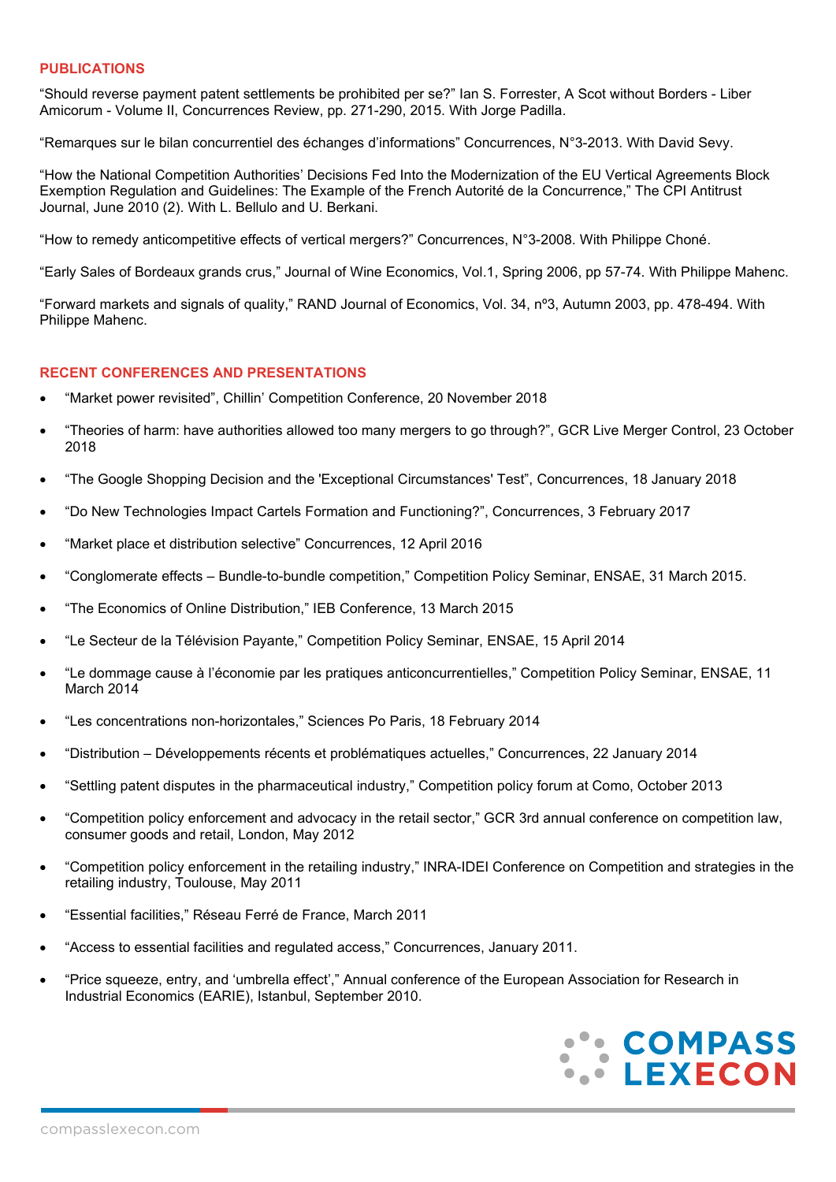## PUBLICATIONS

“Should reverse payment patent settlements be prohibited per se?” Ian S. Forrester, A Scot without Borders - Liber Amicorum - Volume II, Concurrences Review, pp. 271-290, 2015. With Jorge Padilla.

“Remarques sur le bilan concurrentiel des échanges d’informations” Concurrences, N°3-2013. With David Sevy.

“How the National Competition Authorities’ Decisions Fed Into the Modernization of the EU Vertical Agreements Block Exemption Regulation and Guidelines: The Example of the French Autorité de la Concurrence,” The CPI Antitrust Journal, June 2010 (2). With L. Bellulo and U. Berkani.

“How to remedy anticompetitive effects of vertical mergers?” Concurrences, N°3-2008. With Philippe Choné.

“Early Sales of Bordeaux grands crus,” Journal of Wine Economics, Vol.1, Spring 2006, pp 57-74. With Philippe Mahenc.

“Forward markets and signals of quality,” RAND Journal of Economics, Vol. 34, nº3, Autumn 2003, pp. 478-494. With Philippe Mahenc.

## RECENT CONFERENCES AND PRESENTATIONS

- “Market power revisited”, Chillin’ Competition Conference, 20 November 2018
- “Theories of harm: have authorities allowed too many mergers to go through?”, GCR Live Merger Control, 23 October 2018
- “The Google Shopping Decision and the 'Exceptional Circumstances' Test”, Concurrences, 18 January 2018
- “Do New Technologies Impact Cartels Formation and Functioning?”, Concurrences, 3 February 2017
- “Market place et distribution selective” Concurrences, 12 April 2016
- “Conglomerate effects – Bundle-to-bundle competition,” Competition Policy Seminar, ENSAE, 31 March 2015.
- “The Economics of Online Distribution,” IEB Conference, 13 March 2015
- “Le Secteur de la Télévision Payante,” Competition Policy Seminar, ENSAE, 15 April 2014
- “Le dommage cause à l’économie par les pratiques anticoncurrentielles,” Competition Policy Seminar, ENSAE, 11 March 2014
- “Les concentrations non-horizontales,” Sciences Po Paris, 18 February 2014
- “Distribution – Développements récents et problématiques actuelles,” Concurrences, 22 January 2014
- “Settling patent disputes in the pharmaceutical industry,” Competition policy forum at Como, October 2013
- “Competition policy enforcement and advocacy in the retail sector,” GCR 3rd annual conference on competition law, consumer goods and retail, London, May 2012
- “Competition policy enforcement in the retailing industry,” INRA-IDEI Conference on Competition and strategies in the retailing industry, Toulouse, May 2011
- “Essential facilities,” Réseau Ferré de France, March 2011
- “Access to essential facilities and regulated access,” Concurrences, January 2011.
- “Price squeeze, entry, and ‘umbrella effect’,” Annual conference of the European Association for Research in Industrial Economics (EARIE), Istanbul, September 2010.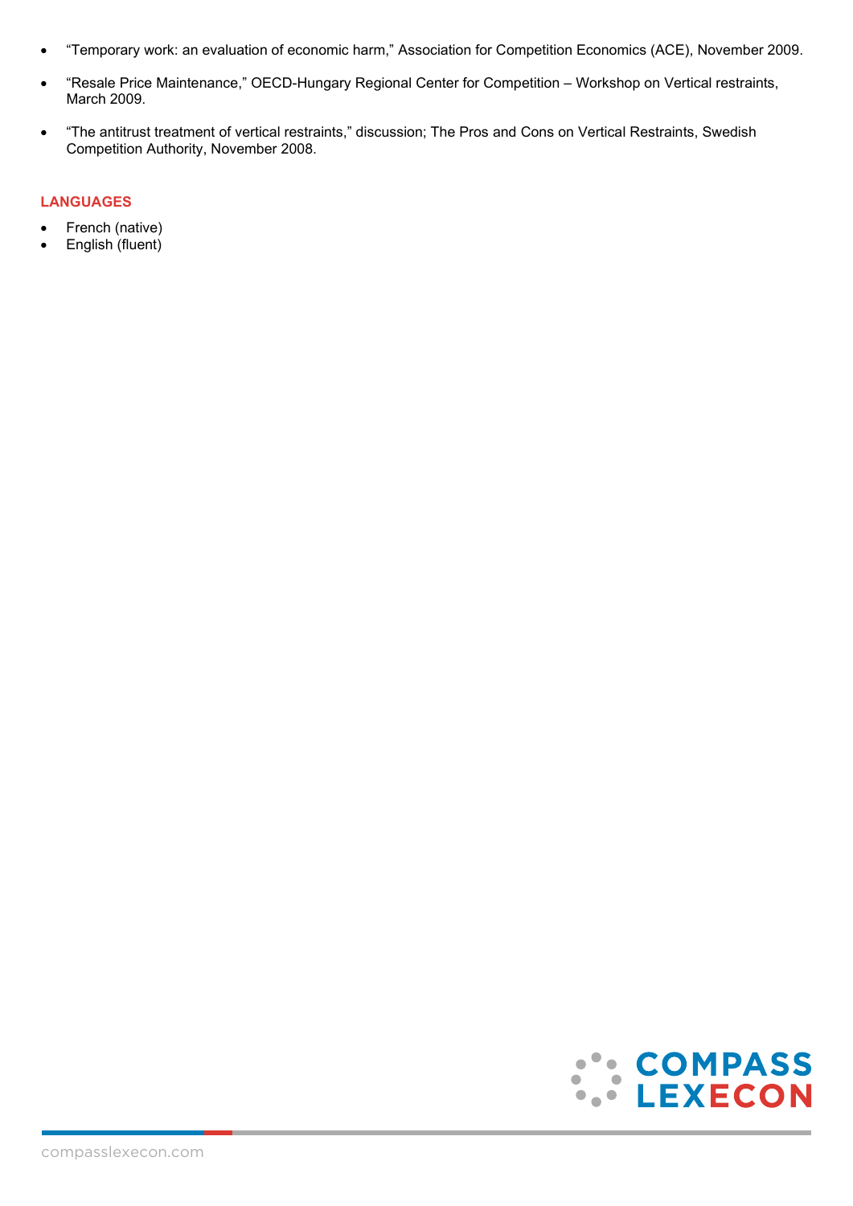- "Temporary work: an evaluation of economic harm," Association for Competition Economics (ACE), November 2009.
- "Resale Price Maintenance," OECD-Hungary Regional Center for Competition – Workshop on Vertical restraints, March 2009.
- "The antitrust treatment of vertical restraints," discussion; The Pros and Cons on Vertical Restraints, Swedish Competition Authority, November 2008.

## LANGUAGES

- French (native)
- English (fluent)